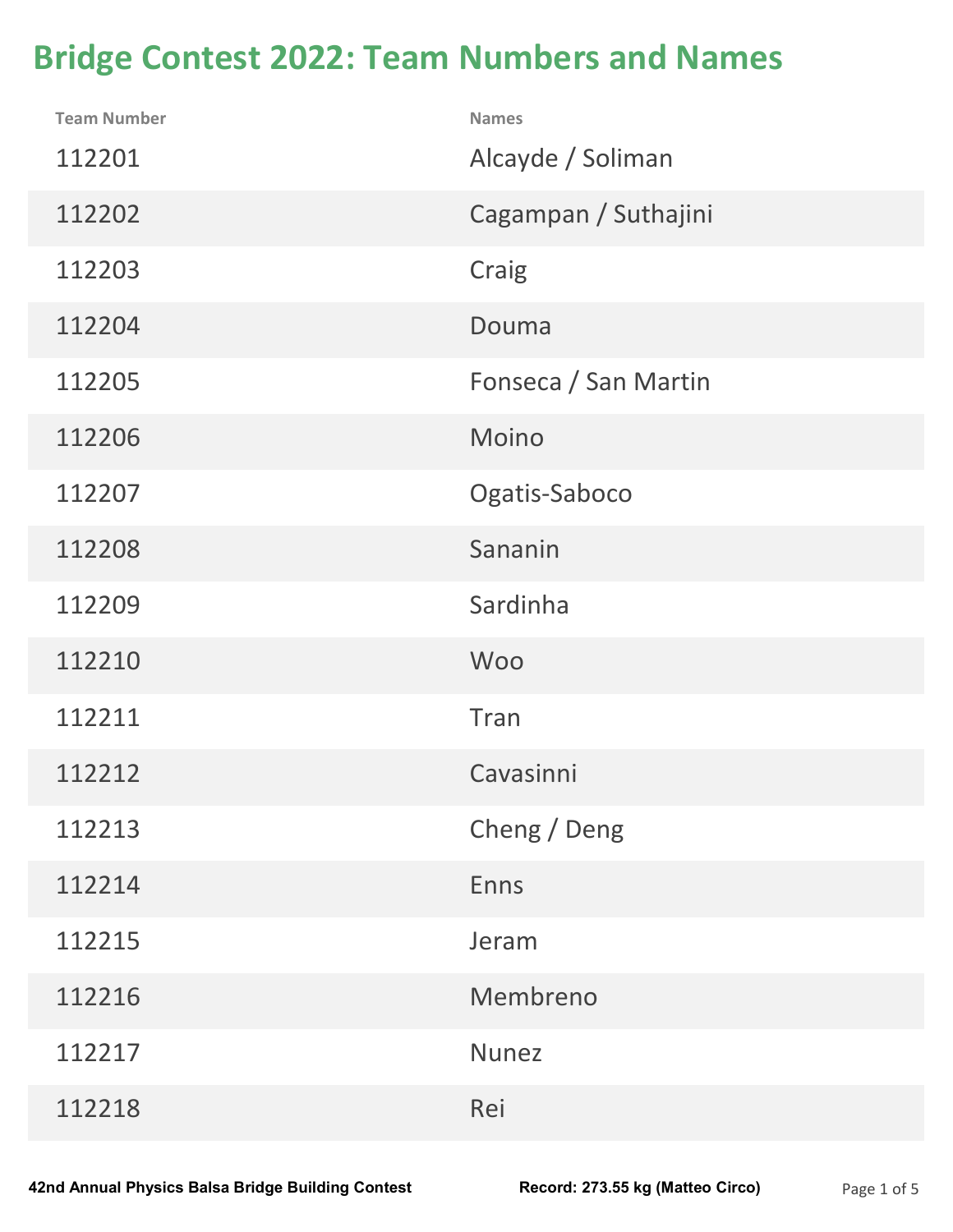# Bridge Contest 2022: Team Numbers and Names

| Team Number | Names |
| --- | --- |
| 112201 | Alcayde / Soliman |
| 112202 | Cagampan / Suthajini |
| 112203 | Craig |
| 112204 | Douma |
| 112205 | Fonseca / San Martin |
| 112206 | Moino |
| 112207 | Ogatis-Saboco |
| 112208 | Sananin |
| 112209 | Sardinha |
| 112210 | Woo |
| 112211 | Tran |
| 112212 | Cavasinni |
| 112213 | Cheng / Deng |
| 112214 | Enns |
| 112215 | Jeram |
| 112216 | Membreno |
| 112217 | Nunez |
| 112218 | Rei |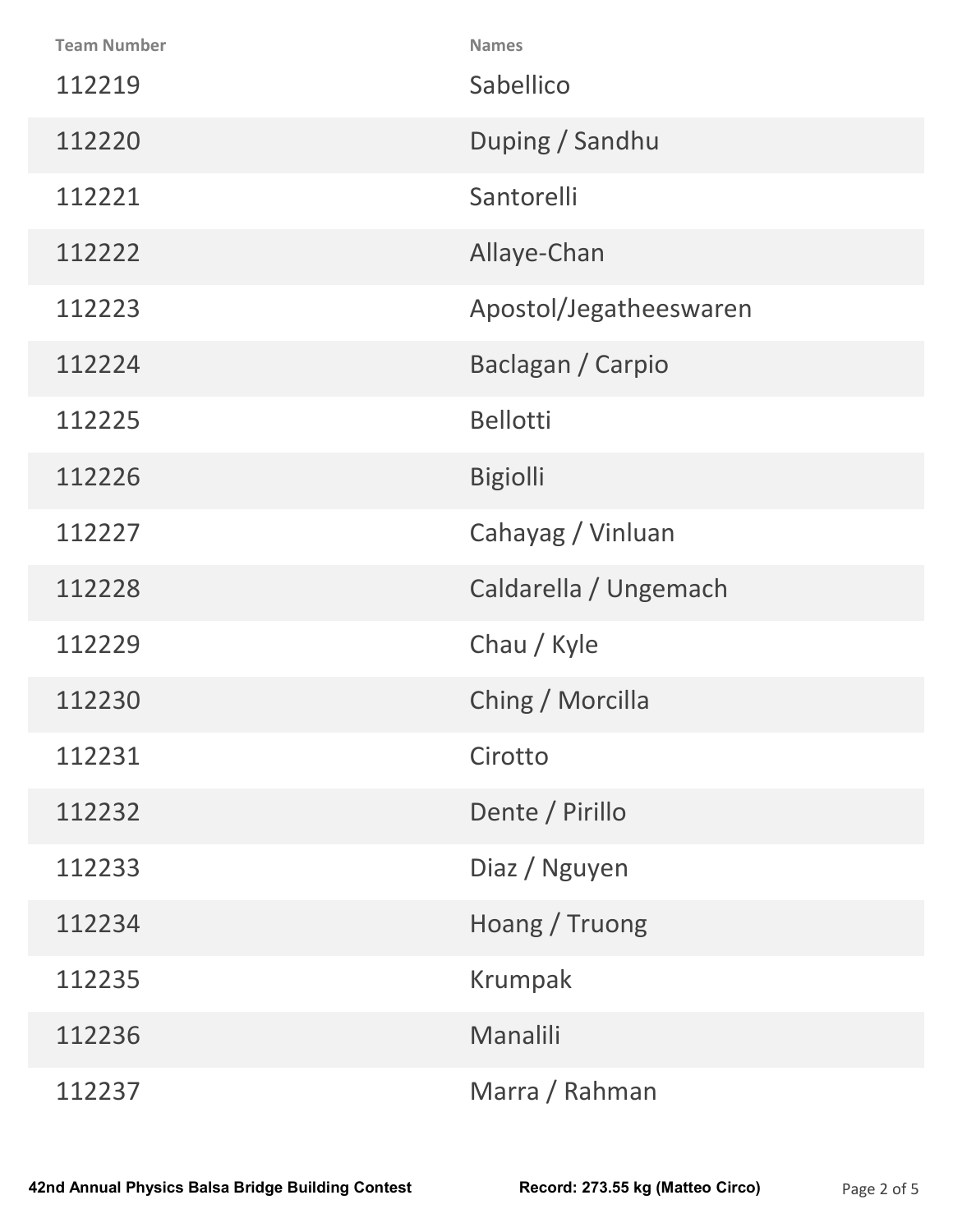| Team Number | Names |
| --- | --- |
| 112219 | Sabellico |
| 112220 | Duping / Sandhu |
| 112221 | Santorelli |
| 112222 | Allaye-Chan |
| 112223 | Apostol/Jegatheeswaren |
| 112224 | Baclagan / Carpio |
| 112225 | Bellotti |
| 112226 | Bigiolli |
| 112227 | Cahayag / Vinluan |
| 112228 | Caldarella / Ungemach |
| 112229 | Chau / Kyle |
| 112230 | Ching / Morcilla |
| 112231 | Cirotto |
| 112232 | Dente / Pirillo |
| 112233 | Diaz / Nguyen |
| 112234 | Hoang / Truong |
| 112235 | Krumpak |
| 112236 | Manalili |
| 112237 | Marra / Rahman |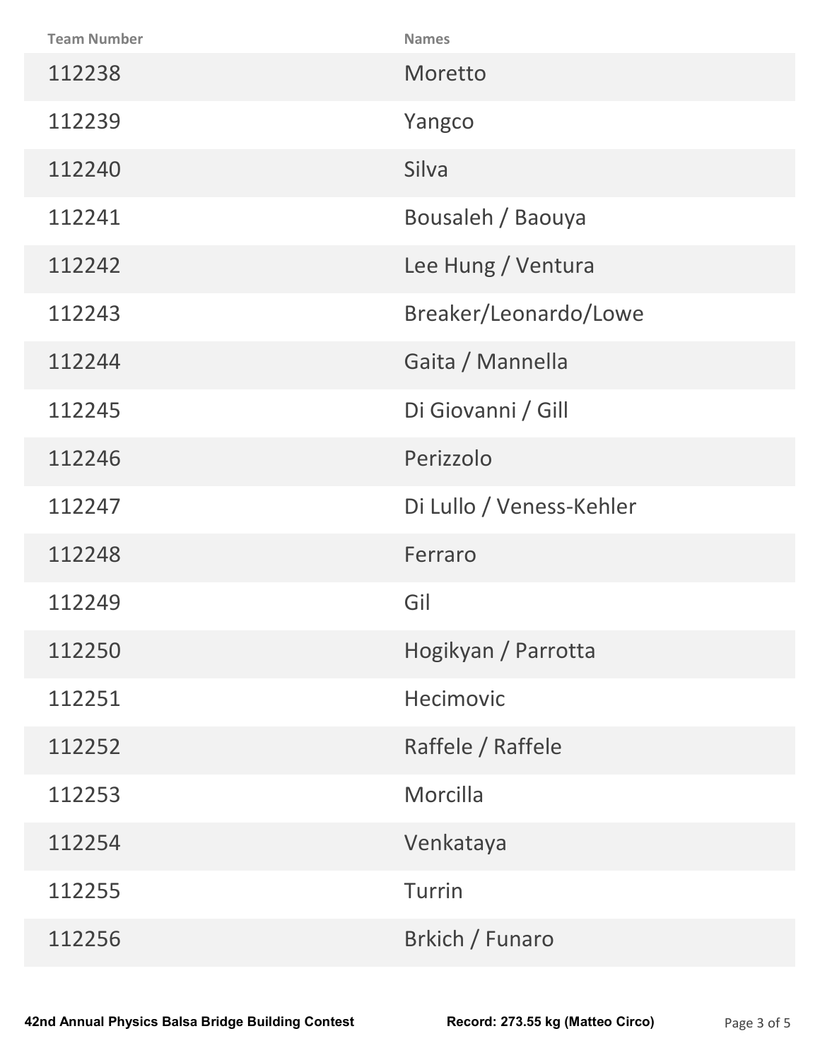| Team Number | Names |
| --- | --- |
| 112238 | Moretto |
| 112239 | Yangco |
| 112240 | Silva |
| 112241 | Bousaleh / Baouya |
| 112242 | Lee Hung / Ventura |
| 112243 | Breaker/Leonardo/Lowe |
| 112244 | Gaita / Mannella |
| 112245 | Di Giovanni / Gill |
| 112246 | Perizzolo |
| 112247 | Di Lullo / Veness-Kehler |
| 112248 | Ferraro |
| 112249 | Gil |
| 112250 | Hogikyan / Parrotta |
| 112251 | Hecimovic |
| 112252 | Raffele / Raffele |
| 112253 | Morcilla |
| 112254 | Venkataya |
| 112255 | Turrin |
| 112256 | Brkich / Funaro |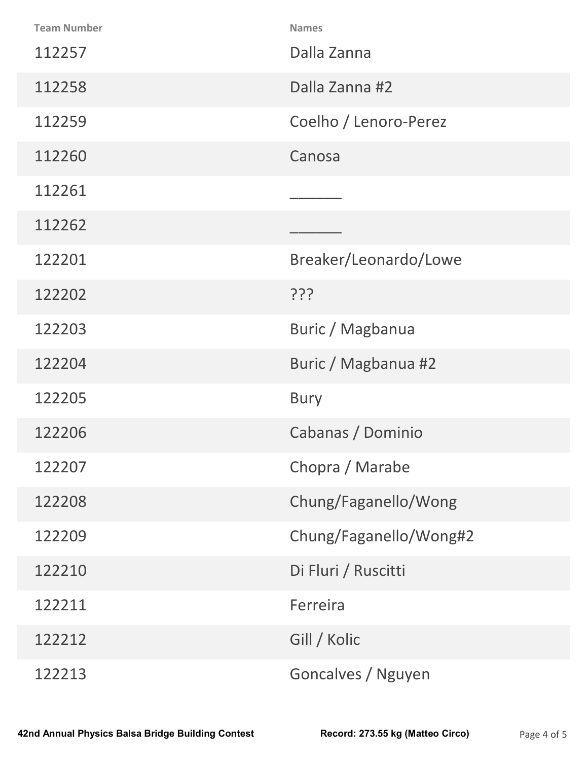| Team Number | Names |
|---|---|
| 112257 | Dalla Zanna |
| 112258 | Dalla Zanna #2 |
| 112259 | Coelho / Lenoro-Perez |
| 112260 | Canosa |
| 112261 | ______ |
| 112262 | ______ |
| 122201 | Breaker/Leonardo/Lowe |
| 122202 | ??? |
| 122203 | Buric / Magbanua |
| 122204 | Buric / Magbanua #2 |
| 122205 | Bury |
| 122206 | Cabanas / Dominio |
| 122207 | Chopra / Marabe |
| 122208 | Chung/Faganello/Wong |
| 122209 | Chung/Faganello/Wong#2 |
| 122210 | Di Fluri / Ruscitti |
| 122211 | Ferreira |
| 122212 | Gill / Kolic |
| 122213 | Goncalves / Nguyen |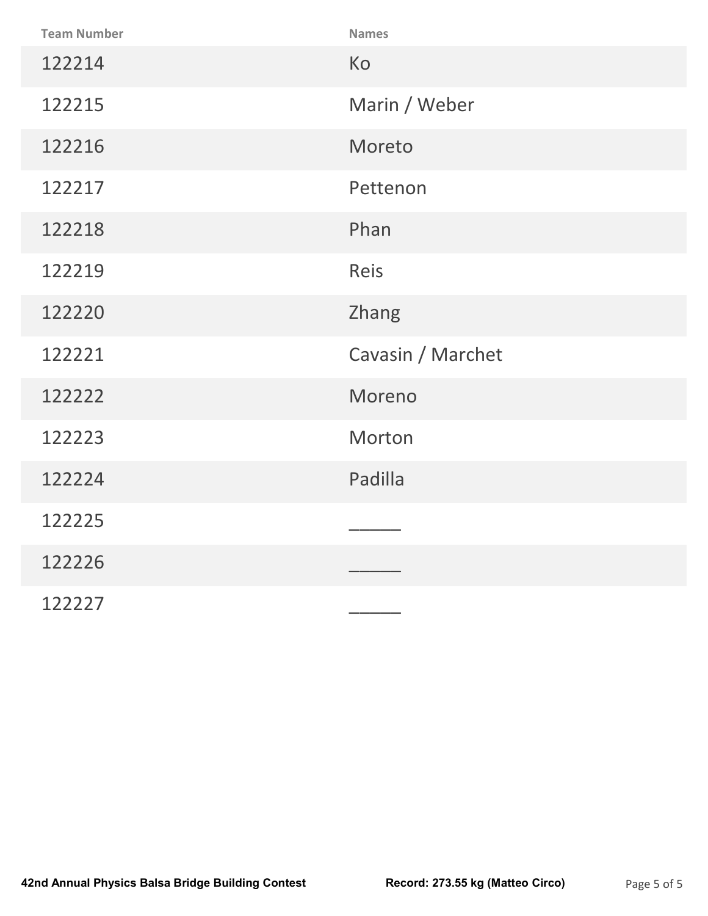| Team Number | Names |
|---|---|
| 122214 | Ko |
| 122215 | Marin / Weber |
| 122216 | Moreto |
| 122217 | Pettenon |
| 122218 | Phan |
| 122219 | Reis |
| 122220 | Zhang |
| 122221 | Cavasin / Marchet |
| 122222 | Moreno |
| 122223 | Morton |
| 122224 | Padilla |
| 122225 | _____ |
| 122226 | _____ |
| 122227 | _____ |